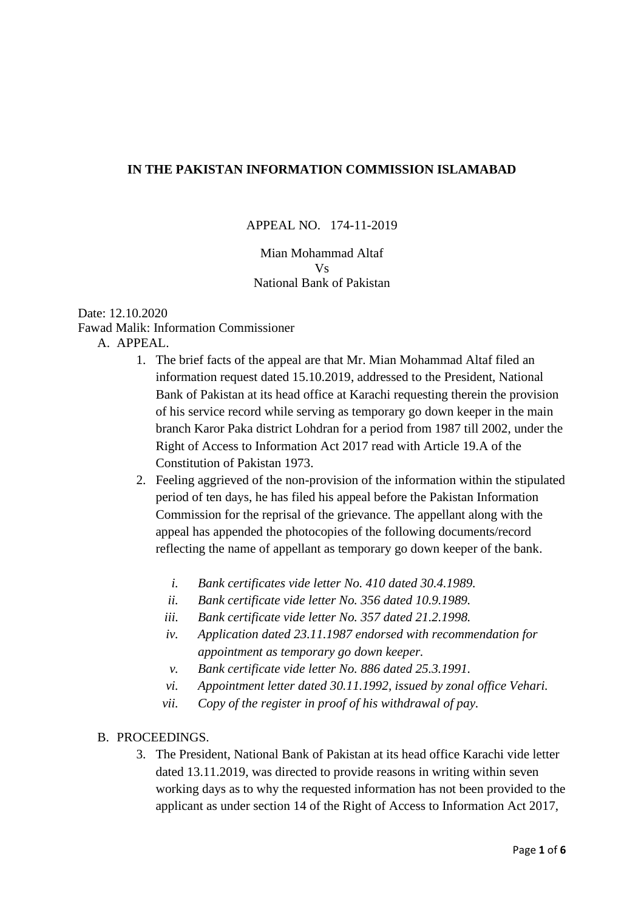**IN THE PAKISTAN INFORMATION COMMISSION ISLAMABAD**

APPEAL NO. 174-11-2019

Mian Mohammad Altaf
Vs
National Bank of Pakistan

Date: 12.10.2020
Fawad Malik: Information Commissioner

A. APPEAL.

1. The brief facts of the appeal are that Mr. Mian Mohammad Altaf filed an information request dated 15.10.2019, addressed to the President, National Bank of Pakistan at its head office at Karachi requesting therein the provision of his service record while serving as temporary go down keeper in the main branch Karor Paka district Lohdran for a period from 1987 till 2002, under the Right of Access to Information Act 2017 read with Article 19.A of the Constitution of Pakistan 1973.
2. Feeling aggrieved of the non-provision of the information within the stipulated period of ten days, he has filed his appeal before the Pakistan Information Commission for the reprisal of the grievance. The appellant along with the appeal has appended the photocopies of the following documents/record reflecting the name of appellant as temporary go down keeper of the bank.

   i. *Bank certificates vide letter No. 410 dated 30.4.1989.*
   ii. *Bank certificate vide letter No. 356 dated 10.9.1989.*
   iii. *Bank certificate vide letter No. 357 dated 21.2.1998.*
   iv. *Application dated 23.11.1987 endorsed with recommendation for appointment as temporary go down keeper.*
   v. *Bank certificate vide letter No. 886 dated 25.3.1991.*
   vi. *Appointment letter dated 30.11.1992, issued by zonal office Vehari.*
   vii. *Copy of the register in proof of his withdrawal of pay.*

B. PROCEEDINGS.

3. The President, National Bank of Pakistan at its head office Karachi vide letter dated 13.11.2019, was directed to provide reasons in writing within seven working days as to why the requested information has not been provided to the applicant as under section 14 of the Right of Access to Information Act 2017,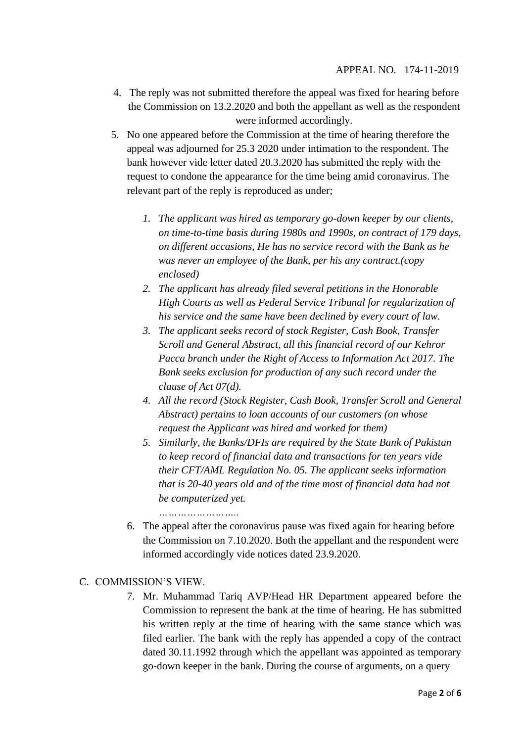4. The reply was not submitted therefore the appeal was fixed for hearing before the Commission on 13.2.2020 and both the appellant as well as the respondent were informed accordingly.
5. No one appeared before the Commission at the time of hearing therefore the appeal was adjourned for 25.3 2020 under intimation to the respondent. The bank however vide letter dated 20.3.2020 has submitted the reply with the request to condone the appearance for the time being amid coronavirus. The relevant part of the reply is reproduced as under;

    1. *The applicant was hired as temporary go-down keeper by our clients, on time-to-time basis during 1980s and 1990s, on contract of 179 days, on different occasions, He has no service record with the Bank as he was never an employee of the Bank, per his any contract.(copy enclosed)*
    2. *The applicant has already filed several petitions in the Honorable High Courts as well as Federal Service Tribunal for regularization of his service and the same have been declined by every court of law.*
    3. *The applicant seeks record of stock Register, Cash Book, Transfer Scroll and General Abstract, all this financial record of our Kehror Pacca branch under the Right of Access to Information Act 2017. The Bank seeks exclusion for production of any such record under the clause of Act 07(d).*
    4. *All the record (Stock Register, Cash Book, Transfer Scroll and General Abstract) pertains to loan accounts of our customers (on whose request the Applicant was hired and worked for them)*
    5. *Similarly, the Banks/DFIs are required by the State Bank of Pakistan to keep record of financial data and transactions for ten years vide their CFT/AML Regulation No. 05. The applicant seeks information that is 20-40 years old and of the time most of financial data had not be computerized yet.*

    *……………………..*

6. The appeal after the coronavirus pause was fixed again for hearing before the Commission on 7.10.2020. Both the appellant and the respondent were informed accordingly vide notices dated 23.9.2020.

## C. COMMISSION'S VIEW.

7. Mr. Muhammad Tariq AVP/Head HR Department appeared before the Commission to represent the bank at the time of hearing. He has submitted his written reply at the time of hearing with the same stance which was filed earlier. The bank with the reply has appended a copy of the contract dated 30.11.1992 through which the appellant was appointed as temporary go-down keeper in the bank. During the course of arguments, on a query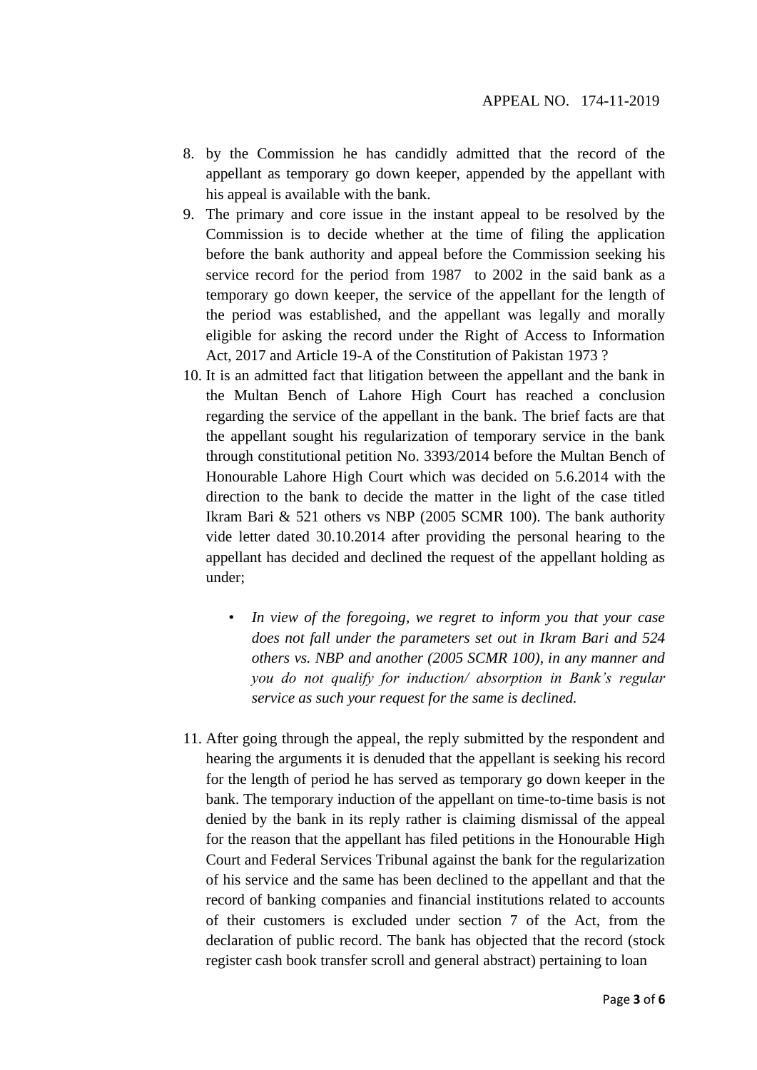8. by the Commission he has candidly admitted that the record of the appellant as temporary go down keeper, appended by the appellant with his appeal is available with the bank.
9. The primary and core issue in the instant appeal to be resolved by the Commission is to decide whether at the time of filing the application before the bank authority and appeal before the Commission seeking his service record for the period from 1987 to 2002 in the said bank as a temporary go down keeper, the service of the appellant for the length of the period was established, and the appellant was legally and morally eligible for asking the record under the Right of Access to Information Act, 2017 and Article 19-A of the Constitution of Pakistan 1973 ?
10. It is an admitted fact that litigation between the appellant and the bank in the Multan Bench of Lahore High Court has reached a conclusion regarding the service of the appellant in the bank. The brief facts are that the appellant sought his regularization of temporary service in the bank through constitutional petition No. 3393/2014 before the Multan Bench of Honourable Lahore High Court which was decided on 5.6.2014 with the direction to the bank to decide the matter in the light of the case titled Ikram Bari & 521 others vs NBP (2005 SCMR 100). The bank authority vide letter dated 30.10.2014 after providing the personal hearing to the appellant has decided and declined the request of the appellant holding as under;

    - *In view of the foregoing, we regret to inform you that your case does not fall under the parameters set out in Ikram Bari and 524 others vs. NBP and another (2005 SCMR 100), in any manner and you do not qualify for induction/ absorption in Bank's regular service as such your request for the same is declined.*

11. After going through the appeal, the reply submitted by the respondent and hearing the arguments it is denuded that the appellant is seeking his record for the length of period he has served as temporary go down keeper in the bank. The temporary induction of the appellant on time-to-time basis is not denied by the bank in its reply rather is claiming dismissal of the appeal for the reason that the appellant has filed petitions in the Honourable High Court and Federal Services Tribunal against the bank for the regularization of his service and the same has been declined to the appellant and that the record of banking companies and financial institutions related to accounts of their customers is excluded under section 7 of the Act, from the declaration of public record. The bank has objected that the record (stock register cash book transfer scroll and general abstract) pertaining to loan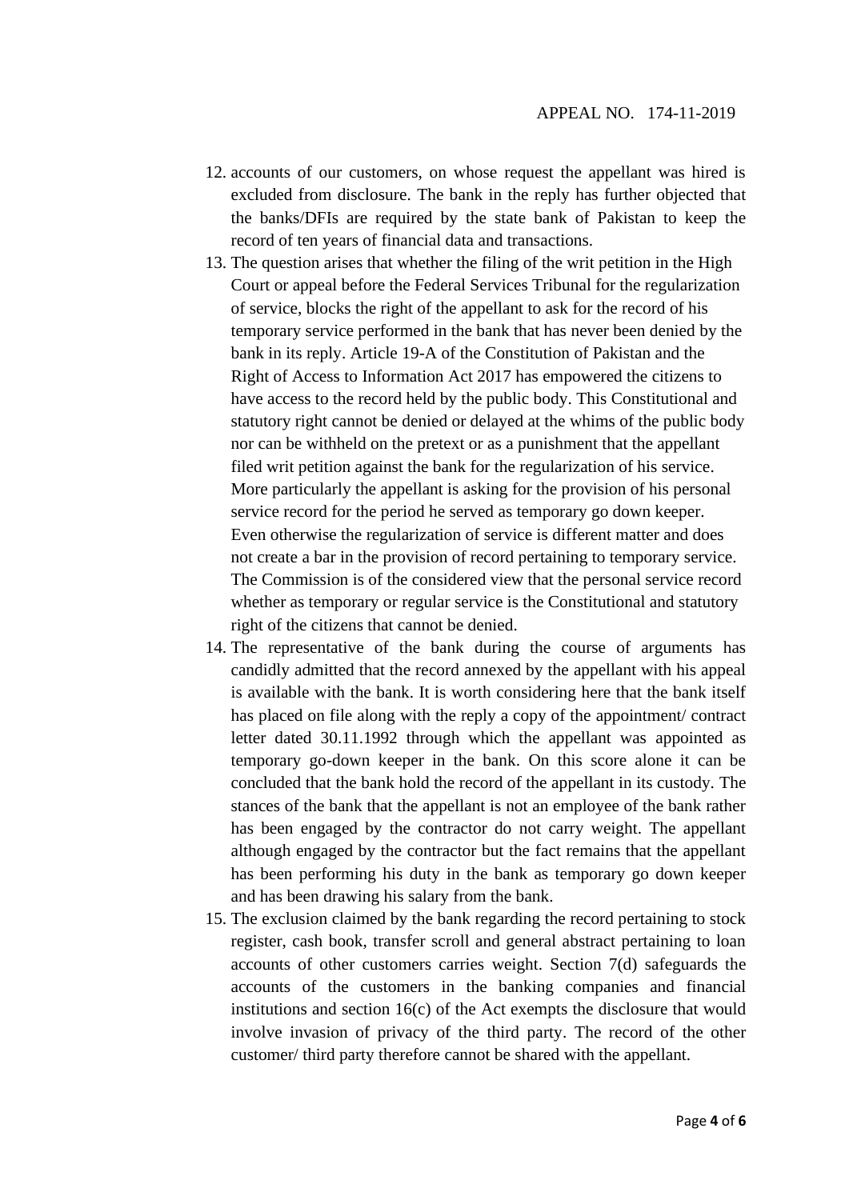12. accounts of our customers, on whose request the appellant was hired is excluded from disclosure. The bank in the reply has further objected that the banks/DFIs are required by the state bank of Pakistan to keep the record of ten years of financial data and transactions.
13. The question arises that whether the filing of the writ petition in the High Court or appeal before the Federal Services Tribunal for the regularization of service, blocks the right of the appellant to ask for the record of his temporary service performed in the bank that has never been denied by the bank in its reply. Article 19-A of the Constitution of Pakistan and the Right of Access to Information Act 2017 has empowered the citizens to have access to the record held by the public body. This Constitutional and statutory right cannot be denied or delayed at the whims of the public body nor can be withheld on the pretext or as a punishment that the appellant filed writ petition against the bank for the regularization of his service. More particularly the appellant is asking for the provision of his personal service record for the period he served as temporary go down keeper. Even otherwise the regularization of service is different matter and does not create a bar in the provision of record pertaining to temporary service. The Commission is of the considered view that the personal service record whether as temporary or regular service is the Constitutional and statutory right of the citizens that cannot be denied.
14. The representative of the bank during the course of arguments has candidly admitted that the record annexed by the appellant with his appeal is available with the bank. It is worth considering here that the bank itself has placed on file along with the reply a copy of the appointment/ contract letter dated 30.11.1992 through which the appellant was appointed as temporary go-down keeper in the bank. On this score alone it can be concluded that the bank hold the record of the appellant in its custody. The stances of the bank that the appellant is not an employee of the bank rather has been engaged by the contractor do not carry weight. The appellant although engaged by the contractor but the fact remains that the appellant has been performing his duty in the bank as temporary go down keeper and has been drawing his salary from the bank.
15. The exclusion claimed by the bank regarding the record pertaining to stock register, cash book, transfer scroll and general abstract pertaining to loan accounts of other customers carries weight. Section 7(d) safeguards the accounts of the customers in the banking companies and financial institutions and section 16(c) of the Act exempts the disclosure that would involve invasion of privacy of the third party. The record of the other customer/ third party therefore cannot be shared with the appellant.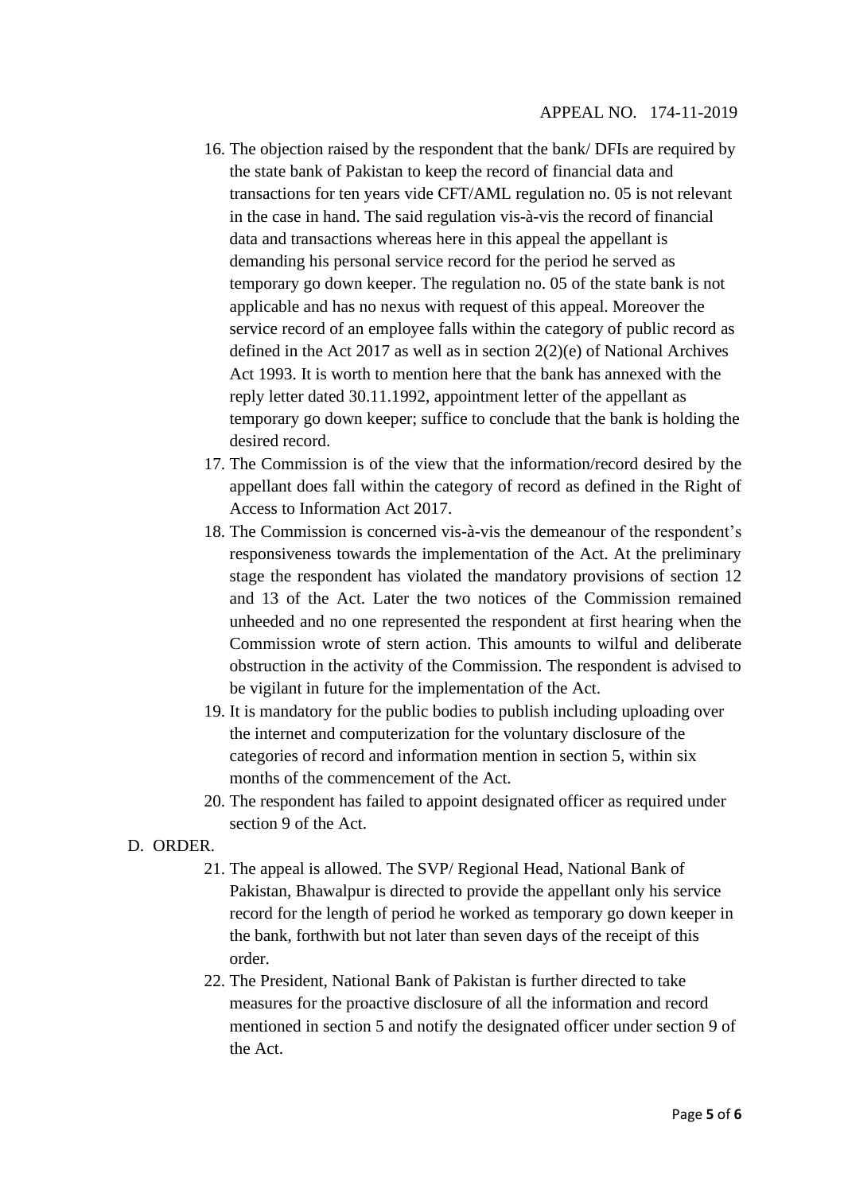16. The objection raised by the respondent that the bank/ DFIs are required by the state bank of Pakistan to keep the record of financial data and transactions for ten years vide CFT/AML regulation no. 05 is not relevant in the case in hand. The said regulation vis-à-vis the record of financial data and transactions whereas here in this appeal the appellant is demanding his personal service record for the period he served as temporary go down keeper. The regulation no. 05 of the state bank is not applicable and has no nexus with request of this appeal. Moreover the service record of an employee falls within the category of public record as defined in the Act 2017 as well as in section 2(2)(e) of National Archives Act 1993. It is worth to mention here that the bank has annexed with the reply letter dated 30.11.1992, appointment letter of the appellant as temporary go down keeper; suffice to conclude that the bank is holding the desired record.
17. The Commission is of the view that the information/record desired by the appellant does fall within the category of record as defined in the Right of Access to Information Act 2017.
18. The Commission is concerned vis-à-vis the demeanour of the respondent's responsiveness towards the implementation of the Act. At the preliminary stage the respondent has violated the mandatory provisions of section 12 and 13 of the Act. Later the two notices of the Commission remained unheeded and no one represented the respondent at first hearing when the Commission wrote of stern action. This amounts to wilful and deliberate obstruction in the activity of the Commission. The respondent is advised to be vigilant in future for the implementation of the Act.
19. It is mandatory for the public bodies to publish including uploading over the internet and computerization for the voluntary disclosure of the categories of record and information mention in section 5, within six months of the commencement of the Act.
20. The respondent has failed to appoint designated officer as required under section 9 of the Act.

## D. ORDER.

21. The appeal is allowed. The SVP/ Regional Head, National Bank of Pakistan, Bhawalpur is directed to provide the appellant only his service record for the length of period he worked as temporary go down keeper in the bank, forthwith but not later than seven days of the receipt of this order.
22. The President, National Bank of Pakistan is further directed to take measures for the proactive disclosure of all the information and record mentioned in section 5 and notify the designated officer under section 9 of the Act.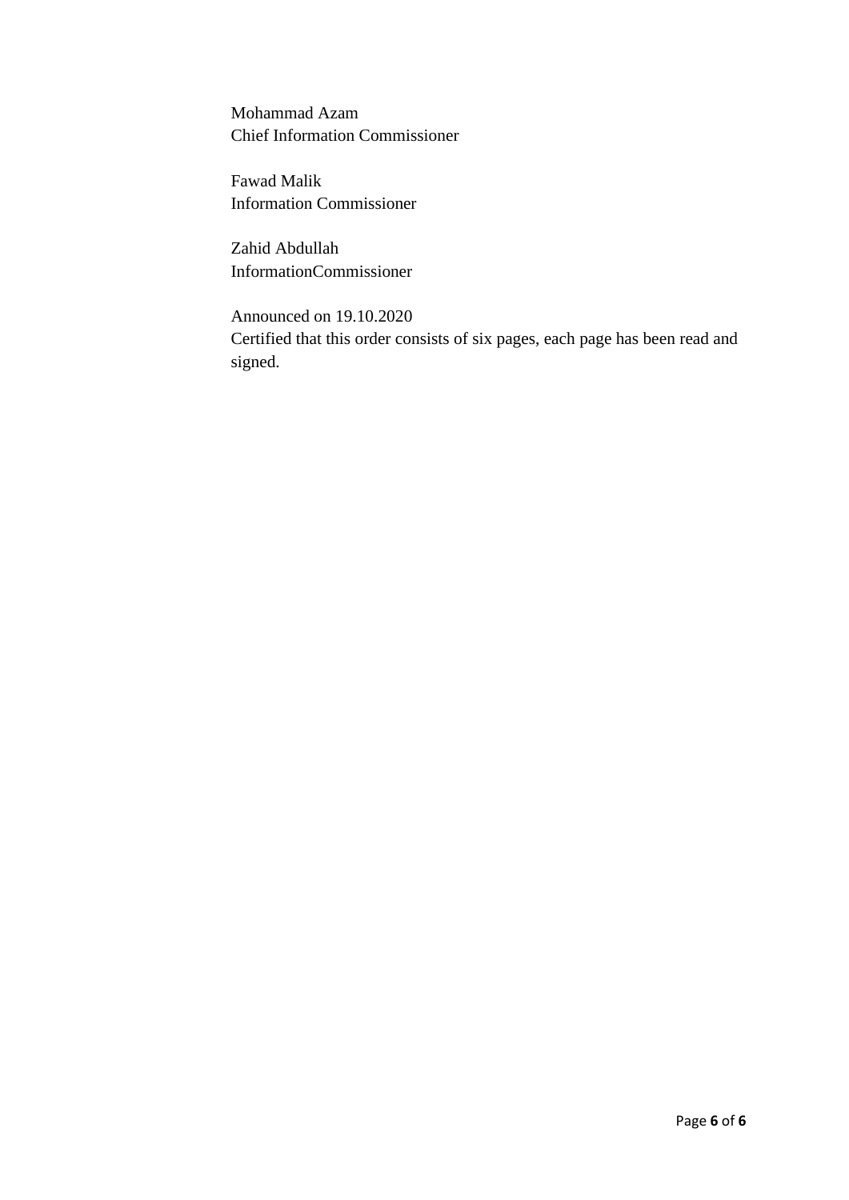Mohammad Azam
Chief Information Commissioner

Fawad Malik
Information Commissioner

Zahid Abdullah
InformationCommissioner

Announced on 19.10.2020
Certified that this order consists of six pages, each page has been read and signed.